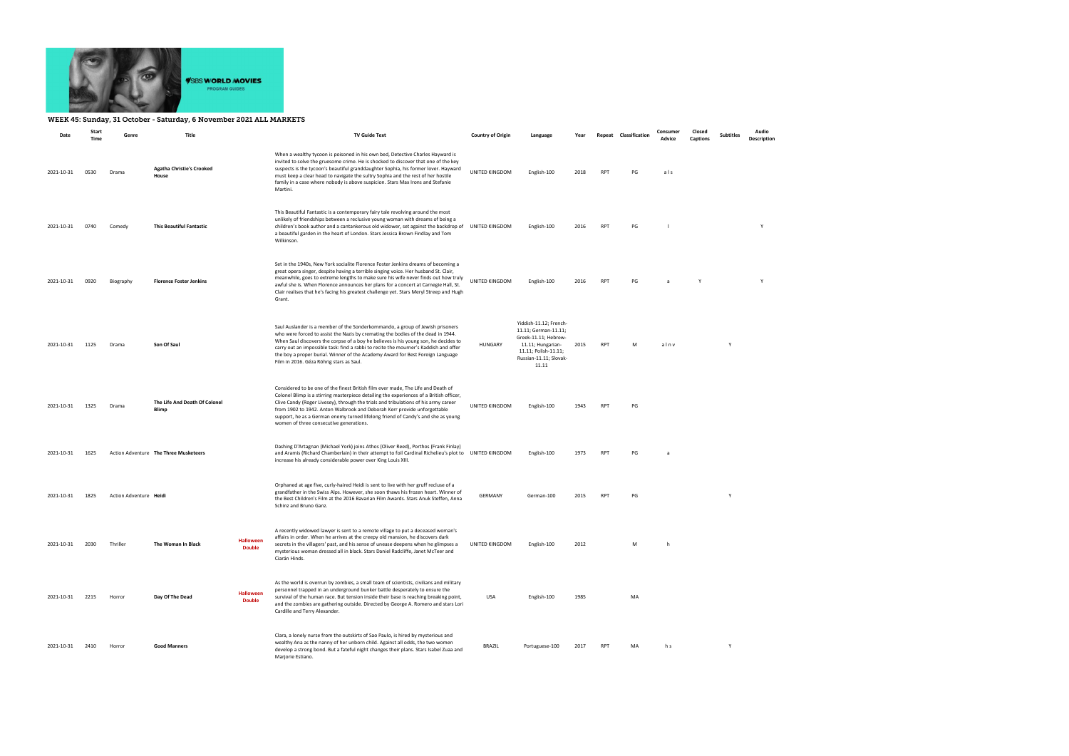## WEEK 45: Sunday, 31 October - Saturday, 6 November 2021 ALL MARKETS

| Date | Start Time | Genre | Title | | TV Guide Text | Country of Origin | Language | Year | Repeat | Classification | Consumer Advice | Closed Captions | Subtitles | Audio Description |
|---|---|---|---|---|---|---|---|---|---|---|---|---|---|---|
| 2021-10-31 | 0530 | Drama | **Agatha Christie's Crooked House** | | When a wealthy tycoon is poisoned in his own bed, Detective Charles Hayward is invited to solve the gruesome crime. He is shocked to discover that one of the key suspects is the tycoon's beautiful granddaughter Sophia, his former lover. Hayward must keep a clear head to navigate the sultry Sophia and the rest of her hostile family in a case where nobody is above suspicion. Stars Max Irons and Stefanie Martini. | UNITED KINGDOM | English-100 | 2018 | RPT | PG | a l s | | | |
| 2021-10-31 | 0740 | Comedy | **This Beautiful Fantastic** | | This Beautiful Fantastic is a contemporary fairy tale revolving around the most unlikely of friendships between a reclusive young woman with dreams of being a children's book author and a cantankerous old widower, set against the backdrop of a beautiful garden in the heart of London. Stars Jessica Brown Findlay and Tom Wilkinson. | UNITED KINGDOM | English-100 | 2016 | RPT | PG | l | | | Y |
| 2021-10-31 | 0920 | Biography | **Florence Foster Jenkins** | | Set in the 1940s, New York socialite Florence Foster Jenkins dreams of becoming a great opera singer, despite having a terrible singing voice. Her husband St. Clair, meanwhile, goes to extreme lengths to make sure his wife never finds out how truly awful she is. When Florence announces her plans for a concert at Carnegie Hall, St. Clair realises that he's facing his greatest challenge yet. Stars Meryl Streep and Hugh Grant. | UNITED KINGDOM | English-100 | 2016 | RPT | PG | a | Y | | Y |
| 2021-10-31 | 1125 | Drama | **Son Of Saul** | | Saul Auslander is a member of the Sonderkommando, a group of Jewish prisoners who were forced to assist the Nazis by cremating the bodies of the dead in 1944. When Saul discovers the corpse of a boy he believes is his young son, he decides to carry out an impossible task: find a rabbi to recite the mourner's Kaddish and offer the boy a proper burial. Winner of the Academy Award for Best Foreign Language Film in 2016. Géza Röhrig stars as Saul. | HUNGARY | Yiddish-11.12; French-11.11; German-11.11; Greek-11.11; Hebrew-11.11; Hungarian-11.11; Polish-11.11; Russian-11.11; Slovak-11.11 | 2015 | RPT | M | a l n v | | Y | |
| 2021-10-31 | 1325 | Drama | **The Life And Death Of Colonel Blimp** | | Considered to be one of the finest British film ever made, The Life and Death of Colonel Blimp is a stirring masterpiece detailing the experiences of a British officer, Clive Candy (Roger Livesey), through the trials and tribulations of his army career from 1902 to 1942. Anton Walbrook and Deborah Kerr provide unforgettable support, he as a German enemy turned lifelong friend of Candy's and she as young women of three consecutive generations. | UNITED KINGDOM | English-100 | 1943 | RPT | PG | | | | |
| 2021-10-31 | 1625 | Action Adventure | **The Three Musketeers** | | Dashing D'Artagnan (Michael York) joins Athos (Oliver Reed), Porthos (Frank Finlay) and Aramis (Richard Chamberlain) in their attempt to foil Cardinal Richelieu's plot to increase his already considerable power over King Louis XIII. | UNITED KINGDOM | English-100 | 1973 | RPT | PG | a | | | |
| 2021-10-31 | 1825 | Action Adventure | **Heidi** | | Orphaned at age five, curly-haired Heidi is sent to live with her gruff recluse of a grandfather in the Swiss Alps. However, she soon thaws his frozen heart. Winner of the Best Children's Film at the 2016 Bavarian Film Awards. Stars Anuk Steffen, Anna Schinz and Bruno Ganz. | GERMANY | German-100 | 2015 | RPT | PG | | | Y | |
| 2021-10-31 | 2030 | Thriller | **The Woman In Black** | **Halloween Double** | A recently widowed lawyer is sent to a remote village to put a deceased woman's affairs in order. When he arrives at the creepy old mansion, he discovers dark secrets in the villagers' past, and his sense of unease deepens when he glimpses a mysterious woman dressed all in black. Stars Daniel Radcliffe, Janet McTeer and Ciarán Hinds. | UNITED KINGDOM | English-100 | 2012 | | M | h | | | |
| 2021-10-31 | 2215 | Horror | **Day Of The Dead** | **Halloween Double** | As the world is overrun by zombies, a small team of scientists, civilians and military personnel trapped in an underground bunker battle desperately to ensure the survival of the human race. But tension inside their base is reaching breaking point, and the zombies are gathering outside. Directed by George A. Romero and stars Lori Cardille and Terry Alexander. | USA | English-100 | 1985 | | MA | | | | |
| 2021-10-31 | 2410 | Horror | **Good Manners** | | Clara, a lonely nurse from the outskirts of Sao Paulo, is hired by mysterious and wealthy Ana as the nanny of her unborn child. Against all odds, the two women develop a strong bond. But a fateful night changes their plans. Stars Isabel Zuaa and Marjorie Estiano. | BRAZIL | Portuguese-100 | 2017 | RPT | MA | h s | | Y | |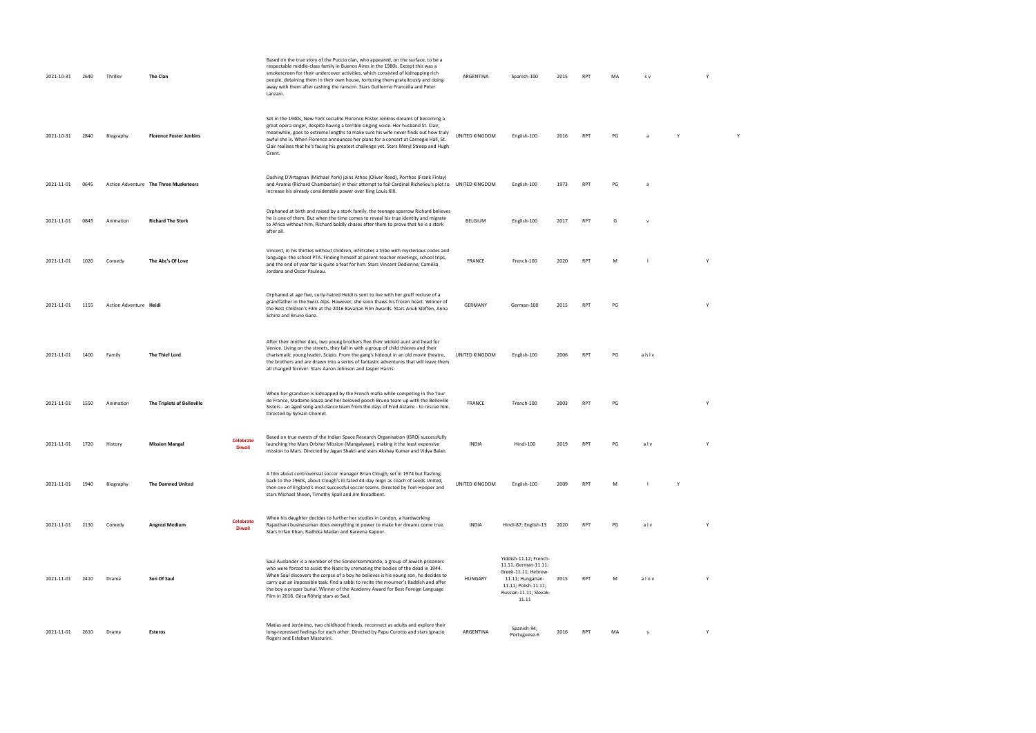| | | | | | | | | | | | | | | |
|---|---|---|---|---|---|---|---|---|---|---|---|---|---|---|
| 2021-10-31 | 2640 | Thriller | **The Clan** | | Based on the true story of the Puccio clan, who appeared, on the surface, to be a respectable middle-class family in Buenos Aires in the 1980s. Except this was a smokescreen for their undercover activities, which consisted of kidnapping rich people, detaining them in their own house, torturing them gratuitously and doing away with them after cashing the ransom. Stars Guillermo Francella and Peter Lanzani. | ARGENTINA | Spanish-100 | 2015 | RPT | MA | s v | | Y | |
| 2021-10-31 | 2840 | Biography | **Florence Foster Jenkins** | | Set in the 1940s, New York socialite Florence Foster Jenkins dreams of becoming a great opera singer, despite having a terrible singing voice. Her husband St. Clair, meanwhile, goes to extreme lengths to make sure his wife never finds out how truly awful she is. When Florence announces her plans for a concert at Carnegie Hall, St. Clair realises that he's facing his greatest challenge yet. Stars Meryl Streep and Hugh Grant. | UNITED KINGDOM | English-100 | 2016 | RPT | PG | a | Y | | Y |
| 2021-11-01 | 0645 | Action Adventure | **The Three Musketeers** | | Dashing D'Artagnan (Michael York) joins Athos (Oliver Reed), Porthos (Frank Finlay) and Aramis (Richard Chamberlain) in their attempt to foil Cardinal Richelieu's plot to increase his already considerable power over King Louis XIII. | UNITED KINGDOM | English-100 | 1973 | RPT | PG | a | | | |
| 2021-11-01 | 0845 | Animation | **Richard The Stork** | | Orphaned at birth and raised by a stork family, the teenage sparrow Richard believes he is one of them. But when the time comes to reveal his true identity and migrate to Africa without him, Richard boldly chases after them to prove that he is a stork after all. | BELGIUM | English-100 | 2017 | RPT | G | v | | | |
| 2021-11-01 | 1020 | Comedy | **The Abc's Of Love** | | Vincent, in his thirties without children, infiltrates a tribe with mysterious codes and language: the school PTA. Finding himself at parent-teacher meetings, school trips, and the end of year fair is quite a feat for him. Stars Vincent Dedienne, Camélia Jordana and Oscar Pauleau. | FRANCE | French-100 | 2020 | RPT | M | l | | Y | |
| 2021-11-01 | 1155 | Action Adventure | **Heidi** | | Orphaned at age five, curly-haired Heidi is sent to live with her gruff recluse of a grandfather in the Swiss Alps. However, she soon thaws his frozen heart. Winner of the Best Children's Film at the 2016 Bavarian Film Awards. Stars Anuk Steffen, Anna Schinz and Bruno Ganz. | GERMANY | German-100 | 2015 | RPT | PG | | | Y | |
| 2021-11-01 | 1400 | Family | **The Thief Lord** | | After their mother dies, two young brothers flee their wicked aunt and head for Venice. Living on the streets, they fall in with a group of child thieves and their charismatic young leader, Scipio. From the gang's hideout in an old movie theatre, the brothers and are drawn into a series of fantastic adventures that will leave them all changed forever. Stars Aaron Johnson and Jasper Harris. | UNITED KINGDOM | English-100 | 2006 | RPT | PG | a h l v | | | |
| 2021-11-01 | 1550 | Animation | **The Triplets of Belleville** | | When her grandson is kidnapped by the French mafia while competing in the Tour de France, Madame Souza and her beloved pooch Bruno team up with the Belleville Sisters - an aged song-and-dance team from the days of Fred Astaire - to rescue him. Directed by Sylvain Chomet. | FRANCE | French-100 | 2003 | RPT | PG | | | Y | |
| 2021-11-01 | 1720 | History | **Mission Mangal** | **Celebrate Diwali** | Based on true events of the Indian Space Research Organisation (ISRO) successfully launching the Mars Orbiter Mission (Mangalyaan), making it the least expensive mission to Mars. Directed by Jagan Shakti and stars Akshay Kumar and Vidya Balan. | INDIA | Hindi-100 | 2019 | RPT | PG | a l v | | Y | |
| 2021-11-01 | 1940 | Biography | **The Damned United** | | A film about controversial soccer manager Brian Clough, set in 1974 but flashing back to the 1960s, about Clough's ill-fated 44-day reign as coach of Leeds United, then one of England's most successful soccer teams. Directed by Tom Hooper and stars Michael Sheen, Timothy Spall and Jim Broadbent. | UNITED KINGDOM | English-100 | 2009 | RPT | M | l | Y | | |
| 2021-11-01 | 2130 | Comedy | **Angrezi Medium** | **Celebrate Diwali** | When his daughter decides to further her studies in London, a hardworking Rajasthani businessman does everything in power to make her dreams come true. Stars Irrfan Khan, Radhika Madan and Kareena Kapoor. | INDIA | Hindi-87; English-13 | 2020 | RPT | PG | a l v | | Y | |
| 2021-11-01 | 2410 | Drama | **Son Of Saul** | | Saul Auslander is a member of the Sonderkommando, a group of Jewish prisoners who were forced to assist the Nazis by cremating the bodies of the dead in 1944. When Saul discovers the corpse of a boy he believes is his young son, he decides to carry out an impossible task: find a rabbi to recite the mourner's Kaddish and offer the boy a proper burial. Winner of the Academy Award for Best Foreign Language Film in 2016. Géza Röhrig stars as Saul. | HUNGARY | Yiddish-11.12; French-11.11; German-11.11; Greek-11.11; Hebrew-11.11; Hungarian-11.11; Polish-11.11; Russian-11.11; Slovak-11.11 | 2015 | RPT | M | a l n v | | Y | |
| 2021-11-01 | 2610 | Drama | **Esteros** | | Matías and Jerónimo, two childhood friends, reconnect as adults and explore their long-repressed feelings for each other. Directed by Papu Curotto and stars Ignacio Rogers and Esteban Masturini. | ARGENTINA | Spanish-94; Portuguese-6 | 2016 | RPT | MA | s | | Y | |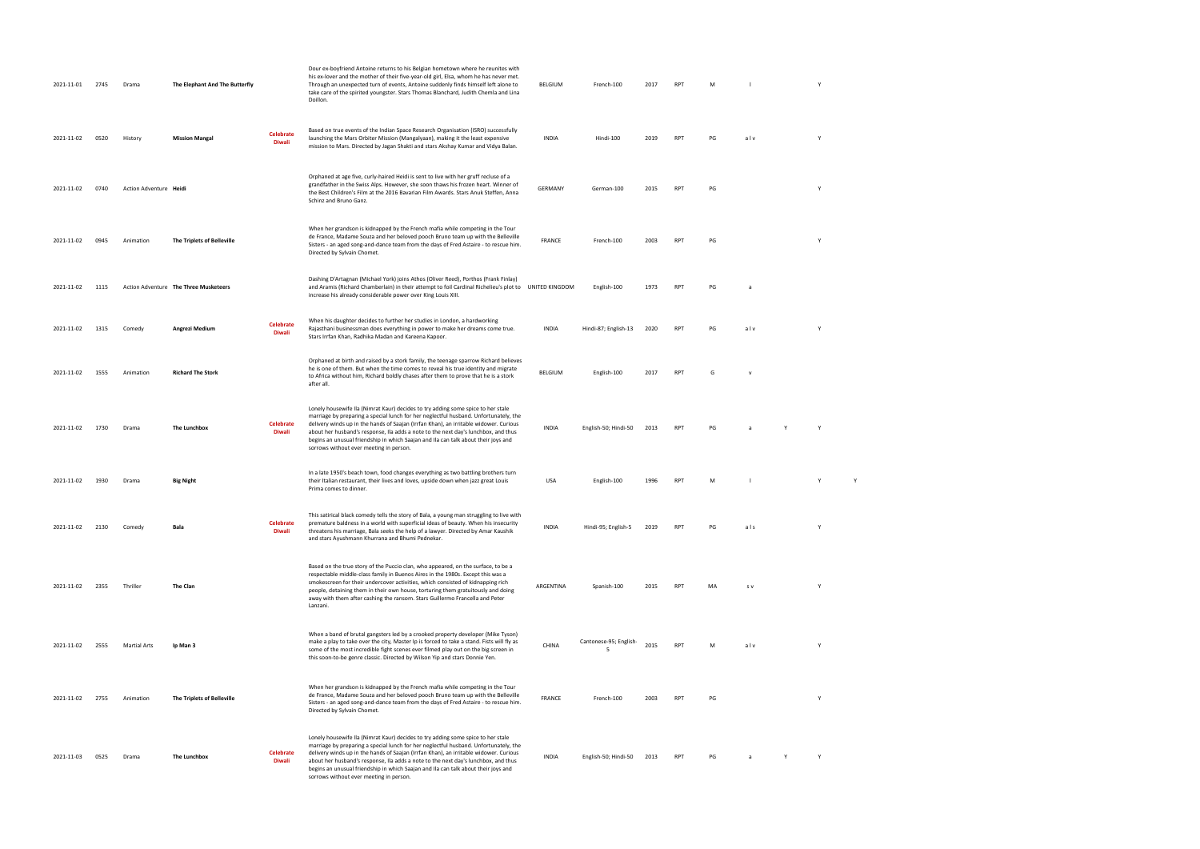| | | | | | | | | | | | | | | |
|---|---|---|---|---|---|---|---|---|---|---|---|---|---|---|
| 2021-11-01 | 2745 | Drama | **The Elephant And The Butterfly** | | Dour ex-boyfriend Antoine returns to his Belgian hometown where he reunites with his ex-lover and the mother of their five-year-old girl, Elsa, whom he has never met. Through an unexpected turn of events, Antoine suddenly finds himself left alone to take care of the spirited youngster. Stars Thomas Blanchard, Judith Chemla and Lina Doillon. | BELGIUM | French-100 | 2017 | RPT | M | l | | Y | |
| 2021-11-02 | 0520 | History | **Mission Mangal** | **Celebrate Diwali** | Based on true events of the Indian Space Research Organisation (ISRO) successfully launching the Mars Orbiter Mission (Mangalyaan), making it the least expensive mission to Mars. Directed by Jagan Shakti and stars Akshay Kumar and Vidya Balan. | INDIA | Hindi-100 | 2019 | RPT | PG | a l v | | Y | |
| 2021-11-02 | 0740 | Action Adventure | **Heidi** | | Orphaned at age five, curly-haired Heidi is sent to live with her gruff recluse of a grandfather in the Swiss Alps. However, she soon thaws his frozen heart. Winner of the Best Children's Film at the 2016 Bavarian Film Awards. Stars Anuk Steffen, Anna Schinz and Bruno Ganz. | GERMANY | German-100 | 2015 | RPT | PG | | | Y | |
| 2021-11-02 | 0945 | Animation | **The Triplets of Belleville** | | When her grandson is kidnapped by the French mafia while competing in the Tour de France, Madame Souza and her beloved pooch Bruno team up with the Belleville Sisters - an aged song-and-dance team from the days of Fred Astaire - to rescue him. Directed by Sylvain Chomet. | FRANCE | French-100 | 2003 | RPT | PG | | | Y | |
| 2021-11-02 | 1115 | Action Adventure | **The Three Musketeers** | | Dashing D'Artagnan (Michael York) joins Athos (Oliver Reed), Porthos (Frank Finlay) and Aramis (Richard Chamberlain) in their attempt to foil Cardinal Richelieu's plot to increase his already considerable power over King Louis XIII. | UNITED KINGDOM | English-100 | 1973 | RPT | PG | a | | | |
| 2021-11-02 | 1315 | Comedy | **Angrezi Medium** | **Celebrate Diwali** | When his daughter decides to further her studies in London, a hardworking Rajasthani businessman does everything in power to make her dreams come true. Stars Irrfan Khan, Radhika Madan and Kareena Kapoor. | INDIA | Hindi-87; English-13 | 2020 | RPT | PG | a l v | | Y | |
| 2021-11-02 | 1555 | Animation | **Richard The Stork** | | Orphaned at birth and raised by a stork family, the teenage sparrow Richard believes he is one of them. But when the time comes to reveal his true identity and migrate to Africa without him, Richard boldly chases after them to prove that he is a stork after all. | BELGIUM | English-100 | 2017 | RPT | G | v | | | |
| 2021-11-02 | 1730 | Drama | **The Lunchbox** | **Celebrate Diwali** | Lonely housewife Ila (Nimrat Kaur) decides to try adding some spice to her stale marriage by preparing a special lunch for her neglectful husband. Unfortunately, the delivery winds up in the hands of Saajan (Irrfan Khan), an irritable widower. Curious about her husband's response, Ila adds a note to the next day's lunchbox, and thus begins an unusual friendship in which Saajan and Ila can talk about their joys and sorrows without ever meeting in person. | INDIA | English-50; Hindi-50 | 2013 | RPT | PG | a | Y | Y | |
| 2021-11-02 | 1930 | Drama | **Big Night** | | In a late 1950's beach town, food changes everything as two battling brothers turn their Italian restaurant, their lives and loves, upside down when jazz great Louis Prima comes to dinner. | USA | English-100 | 1996 | RPT | M | l | | Y | Y |
| 2021-11-02 | 2130 | Comedy | **Bala** | **Celebrate Diwali** | This satirical black comedy tells the story of Bala, a young man struggling to live with premature baldness in a world with superficial ideas of beauty. When his insecurity threatens his marriage, Bala seeks the help of a lawyer. Directed by Amar Kaushik and stars Ayushmann Khurrana and Bhumi Pednekar. | INDIA | Hindi-95; English-5 | 2019 | RPT | PG | a l s | | Y | |
| 2021-11-02 | 2355 | Thriller | **The Clan** | | Based on the true story of the Puccio clan, who appeared, on the surface, to be a respectable middle-class family in Buenos Aires in the 1980s. Except this was a smokescreen for their undercover activities, which consisted of kidnapping rich people, detaining them in their own house, torturing them gratuitously and doing away with them after cashing the ransom. Stars Guillermo Francella and Peter Lanzani. | ARGENTINA | Spanish-100 | 2015 | RPT | MA | s v | | Y | |
| 2021-11-02 | 2555 | Martial Arts | **Ip Man 3** | | When a band of brutal gangsters led by a crooked property developer (Mike Tyson) make a play to take over the city, Master Ip is forced to take a stand. Fists will fly as some of the most incredible fight scenes ever filmed play out on the big screen in this soon-to-be genre classic. Directed by Wilson Yip and stars Donnie Yen. | CHINA | Cantonese-95; English-5 | 2015 | RPT | M | a l v | | Y | |
| 2021-11-02 | 2755 | Animation | **The Triplets of Belleville** | | When her grandson is kidnapped by the French mafia while competing in the Tour de France, Madame Souza and her beloved pooch Bruno team up with the Belleville Sisters - an aged song-and-dance team from the days of Fred Astaire - to rescue him. Directed by Sylvain Chomet. | FRANCE | French-100 | 2003 | RPT | PG | | | Y | |
| 2021-11-03 | 0525 | Drama | **The Lunchbox** | **Celebrate Diwali** | Lonely housewife Ila (Nimrat Kaur) decides to try adding some spice to her stale marriage by preparing a special lunch for her neglectful husband. Unfortunately, the delivery winds up in the hands of Saajan (Irrfan Khan), an irritable widower. Curious about her husband's response, Ila adds a note to the next day's lunchbox, and thus begins an unusual friendship in which Saajan and Ila can talk about their joys and sorrows without ever meeting in person. | INDIA | English-50; Hindi-50 | 2013 | RPT | PG | a | Y | Y | |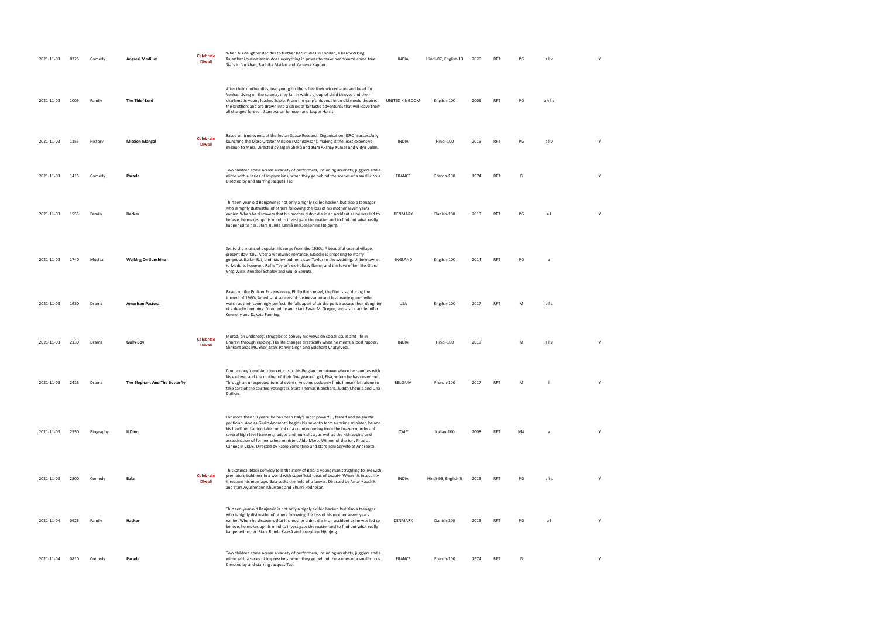| | | | | | | | | | | | | |
|---|---|---|---|---|---|---|---|---|---|---|---|---|
| 2021-11-03 | 0725 | Comedy | **Angrezi Medium** | **Celebrate Diwali** | When his daughter decides to further her studies in London, a hardworking Rajasthani businessman does everything in power to make her dreams come true. Stars Irrfan Khan, Radhika Madan and Kareena Kapoor. | INDIA | Hindi-87; English-13 | 2020 | RPT | PG | a l v | Y |
| 2021-11-03 | 1005 | Family | **The Thief Lord** | | After their mother dies, two young brothers flee their wicked aunt and head for Venice. Living on the streets, they fall in with a group of child thieves and their charismatic young leader, Scipio. From the gang's hideout in an old movie theatre, the brothers and are drawn into a series of fantastic adventures that will leave them all changed forever. Stars Aaron Johnson and Jasper Harris. | UNITED KINGDOM | English-100 | 2006 | RPT | PG | a h l v | |
| 2021-11-03 | 1155 | History | **Mission Mangal** | **Celebrate Diwali** | Based on true events of the Indian Space Research Organisation (ISRO) successfully launching the Mars Orbiter Mission (Mangalyaan), making it the least expensive mission to Mars. Directed by Jagan Shakti and stars Akshay Kumar and Vidya Balan. | INDIA | Hindi-100 | 2019 | RPT | PG | a l v | Y |
| 2021-11-03 | 1415 | Comedy | **Parade** | | Two children come across a variety of performers, including acrobats, jugglers and a mime with a series of impressions, when they go behind the scenes of a small circus. Directed by and starring Jacques Tati. | FRANCE | French-100 | 1974 | RPT | G | | Y |
| 2021-11-03 | 1555 | Family | **Hacker** | | Thirteen-year-old Benjamin is not only a highly skilled hacker, but also a teenager who is highly distrustful of others following the loss of his mother seven years earlier. When he discovers that his mother didn't die in an accident as he was led to believe, he makes up his mind to investigate the matter and to find out what really happened to her. Stars Rumle Kærså and Josephine Højbjerg. | DENMARK | Danish-100 | 2019 | RPT | PG | a l | Y |
| 2021-11-03 | 1740 | Musical | **Walking On Sunshine** | | Set to the music of popular hit songs from the 1980s. A beautiful coastal village, present day Italy. After a whirlwind romance, Maddie is preparing to marry gorgeous Italian Raf, and has invited her sister Taylor to the wedding. Unbeknownst to Maddie, however, Raf is Taylor's ex-holiday flame, and the love of her life. Stars Greg Wise, Annabel Scholey and Giulio Berruti. | ENGLAND | English-100 | 2014 | RPT | PG | a | |
| 2021-11-03 | 1930 | Drama | **American Pastoral** | | Based on the Pulitzer Prize-winning Philip Roth novel, the film is set during the turmoil of 1960s America. A successful businessman and his beauty queen wife watch as their seemingly perfect life falls apart after the police accuse their daughter of a deadly bombing. Directed by and stars Ewan McGregor, and also stars Jennifer Connelly and Dakota Fanning. | USA | English-100 | 2017 | RPT | M | a l s | |
| 2021-11-03 | 2130 | Drama | **Gully Boy** | **Celebrate Diwali** | Murad, an underdog, struggles to convey his views on social issues and life in Dharavi through rapping. His life changes drastically when he meets a local rapper, Shrikant alias MC Sher. Stars Ranvir Singh and Siddhant Chaturvedi. | INDIA | Hindi-100 | 2019 | | M | a l v | Y |
| 2021-11-03 | 2415 | Drama | **The Elephant And The Butterfly** | | Dour ex-boyfriend Antoine returns to his Belgian hometown where he reunites with his ex-lover and the mother of their five-year-old girl, Elsa, whom he has never met. Through an unexpected turn of events, Antoine suddenly finds himself left alone to take care of the spirited youngster. Stars Thomas Blanchard, Judith Chemla and Lina Doillon. | BELGIUM | French-100 | 2017 | RPT | M | l | Y |
| 2021-11-03 | 2550 | Biography | **Il Divo** | | For more than 50 years, he has been Italy's most powerful, feared and enigmatic politician. And as Giulio Andreotti begins his seventh term as prime minister, he and his hardliner faction take control of a country reeling from the brazen murders of several high-level bankers, judges and journalists, as well as the kidnapping and assassination of former prime minister, Aldo Moro. Winner of the Jury Prize at Cannes in 2008. Directed by Paolo Sorrentino and stars Toni Servillo as Andreotti. | ITALY | Italian-100 | 2008 | RPT | MA | v | Y |
| 2021-11-03 | 2800 | Comedy | **Bala** | **Celebrate Diwali** | This satirical black comedy tells the story of Bala, a young man struggling to live with premature baldness in a world with superficial ideas of beauty. When his insecurity threatens his marriage, Bala seeks the help of a lawyer. Directed by Amar Kaushik and stars Ayushmann Khurrana and Bhumi Pednekar. | INDIA | Hindi-95; English-5 | 2019 | RPT | PG | a l s | Y |
| 2021-11-04 | 0625 | Family | **Hacker** | | Thirteen-year-old Benjamin is not only a highly skilled hacker, but also a teenager who is highly distrustful of others following the loss of his mother seven years earlier. When he discovers that his mother didn't die in an accident as he was led to believe, he makes up his mind to investigate the matter and to find out what really happened to her. Stars Rumle Kærså and Josephine Højbjerg. | DENMARK | Danish-100 | 2019 | RPT | PG | a l | Y |
| 2021-11-04 | 0810 | Comedy | **Parade** | | Two children come across a variety of performers, including acrobats, jugglers and a mime with a series of impressions, when they go behind the scenes of a small circus. Directed by and starring Jacques Tati. | FRANCE | French-100 | 1974 | RPT | G | | Y |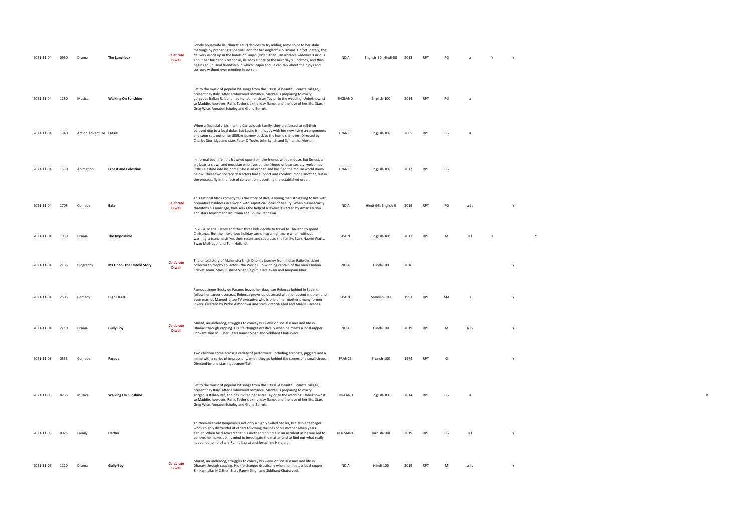| | | | | | | | | | | | | | | | |
|---|---|---|---|---|---|---|---|---|---|---|---|---|---|---|---|
| 2021-11-04 | 0950 | Drama | **The Lunchbox** | **Celebrate Diwali** | Lonely housewife Ila (Nimrat Kaur) decides to try adding some spice to her stale marriage by preparing a special lunch for her neglectful husband. Unfortunately, the delivery winds up in the hands of Saajan (Irrfan Khan), an irritable widower. Curious about her husband's response, Ila adds a note to the next day's lunchbox, and thus begins an unusual friendship in which Saajan and Ila can talk about their joys and sorrows without ever meeting in person. | INDIA | English-50; Hindi-50 | 2013 | RPT | PG | a | Y | Y | | |
| 2021-11-04 | 1150 | Musical | **Walking On Sunshine** | | Set to the music of popular hit songs from the 1980s. A beautiful coastal village, present day Italy. After a whirlwind romance, Maddie is preparing to marry gorgeous Italian Raf, and has invited her sister Taylor to the wedding. Unbeknownst to Maddie, however, Raf is Taylor's ex-holiday flame, and the love of her life. Stars Greg Wise, Annabel Scholey and Giulio Berruti. | ENGLAND | English-100 | 2014 | RPT | PG | a | | | | |
| 2021-11-04 | 1340 | Action Adventure | **Lassie** | | When a financial crisis hits the Carraclough family, they are forced to sell their beloved dog to a local duke. But Lassie isn't happy with her new living arrangements and soon sets out on an 800km journey back to the home she loves. Directed by Charles Sturridge and stars Peter O'Toole, John Lynch and Samantha Morton. | FRANCE | English-100 | 2005 | RPT | PG | a | | | | |
| 2021-11-04 | 1530 | Animation | **Ernest and Celestine** | | In normal bear life, it is frowned upon to make friends with a mouse. But Ernest, a big bear, a clown and musician who lives on the fringes of bear society, welcomes little Celestine into his home. She is an orphan and has fled the mouse world down below. These two solitary characters find support and comfort in one another, but in the process, fly in the face of convention, upsetting the established order. | FRANCE | English-100 | 2012 | RPT | PG | | | | | |
| 2021-11-04 | 1705 | Comedy | **Bala** | **Celebrate Diwali** | This satirical black comedy tells the story of Bala, a young man struggling to live with premature baldness in a world with superficial ideas of beauty. When his insecurity threatens his marriage, Bala seeks the help of a lawyer. Directed by Amar Kaushik and stars Ayushmann Khurrana and Bhumi Pednekar. | INDIA | Hindi-95; English-5 | 2019 | RPT | PG | a l s | | Y | | |
| 2021-11-04 | 1930 | Drama | **The Impossible** | | In 2004, Maria, Henry and their three kids decide to travel to Thailand to spend Christmas. But their luxurious holiday turns into a nightmare when, without warning, a tsunami strikes their resort and separates the family. Stars Naomi Watts, Ewan McGregor and Tom Holland. | SPAIN | English-100 | 2013 | RPT | M | a l | Y | | Y | |
| 2021-11-04 | 2135 | Biography | **Ms Dhoni The Untold Story** | **Celebrate Diwali** | The untold story of Mahendra Singh Dhoni's journey from Indian Railways ticket collector to trophy collector - the World Cup-winning captain of the men's Indian Cricket Team. Stars Sushant Singh Rajput, Kiara Avani and Anupam Kher. | INDIA | Hindi-100 | 2016 | | | | | Y | | |
| 2021-11-04 | 2505 | Comedy | **High Heels** | | Famous singer Becky de Paramo leaves her daughter Rebecca behind in Spain to follow her career overseas. Rebecca grows up obsessed with her absent mother and even marries Manuel a top TV executive who is one of her mother's many former lovers. Directed by Pedro Almodóvar and stars Victoria Abril and Marisa Paredes. | SPAIN | Spanish-100 | 1991 | RPT | MA | s | | Y | | |
| 2021-11-04 | 2710 | Drama | **Gully Boy** | **Celebrate Diwali** | Murad, an underdog, struggles to convey his views on social issues and life in Dharavi through rapping. His life changes drastically when he meets a local rapper, Shrikant alias MC Sher. Stars Ranvir Singh and Siddhant Chaturvedi. | INDIA | Hindi-100 | 2019 | RPT | M | a l v | | Y | | |
| 2021-11-05 | 0555 | Comedy | **Parade** | | Two children come across a variety of performers, including acrobats, jugglers and a mime with a series of impressions, when they go behind the scenes of a small circus. Directed by and starring Jacques Tati. | FRANCE | French-100 | 1974 | RPT | G | | | Y | | |
| 2021-11-05 | 0735 | Musical | **Walking On Sunshine** | | Set to the music of popular hit songs from the 1980s. A beautiful coastal village, present day Italy. After a whirlwind romance, Maddie is preparing to marry gorgeous Italian Raf, and has invited her sister Taylor to the wedding. Unbeknownst to Maddie, however, Raf is Taylor's ex-holiday flame, and the love of her life. Stars Greg Wise, Annabel Scholey and Giulio Berruti. | ENGLAND | English-100 | 2014 | RPT | PG | a | | | | h |
| 2021-11-05 | 0925 | Family | **Hacker** | | Thirteen-year-old Benjamin is not only a highly skilled hacker, but also a teenager who is highly distrustful of others following the loss of his mother seven years earlier. When he discovers that his mother didn't die in an accident as he was led to believe, he makes up his mind to investigate the matter and to find out what really happened to her. Stars Rumle Kærså and Josephine Højbjerg. | DENMARK | Danish-100 | 2019 | RPT | PG | a l | | Y | | |
| 2021-11-05 | 1110 | Drama | **Gully Boy** | **Celebrate Diwali** | Murad, an underdog, struggles to convey his views on social issues and life in Dharavi through rapping. His life changes drastically when he meets a local rapper, Shrikant alias MC Sher. Stars Ranvir Singh and Siddhant Chaturvedi. | INDIA | Hindi-100 | 2019 | RPT | M | a l v | | Y | | |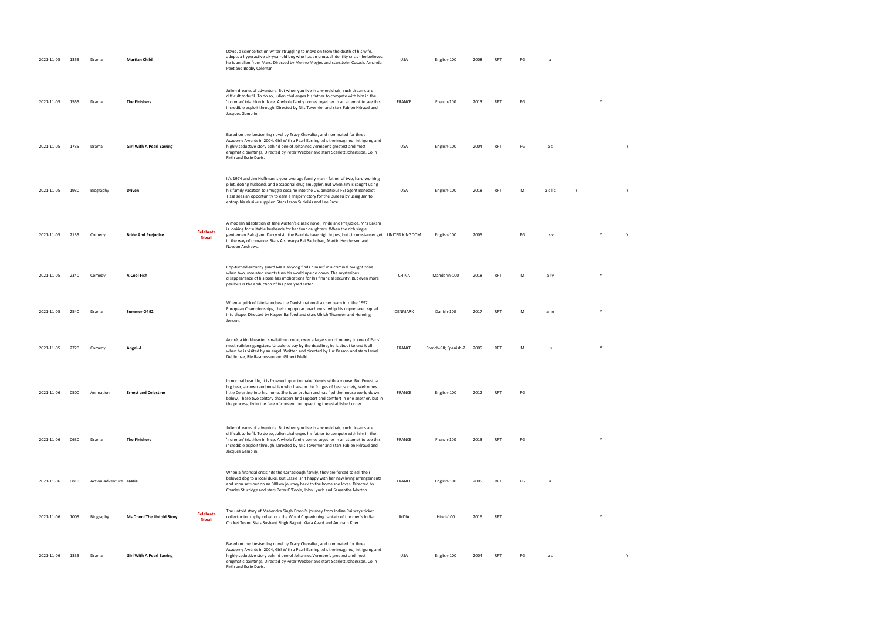| | | | | | | | | | | | | | | |
|---|---|---|---|---|---|---|---|---|---|---|---|---|---|---|
| 2021-11-05 | 1355 | Drama | **Martian Child** | | David, a science fiction writer struggling to move on from the death of his wife, adopts a hyperactive six-year-old boy who has an unusual identity crisis - he believes he is an alien from Mars. Directed by Menno Meyjes and stars John Cusack, Amanda Peet and Bobby Coleman. | USA | English-100 | 2008 | RPT | PG | a | | | |
| 2021-11-05 | 1555 | Drama | **The Finishers** | | Julien dreams of adventure. But when you live in a wheelchair, such dreams are difficult to fulfil. To do so, Julien challenges his father to compete with him in the 'Ironman' triathlon in Nice. A whole family comes together in an attempt to see this incredible exploit through. Directed by Nils Tavernier and stars Fabien Héraud and Jacques Gamblin. | FRANCE | French-100 | 2013 | RPT | PG | | | Y | |
| 2021-11-05 | 1735 | Drama | **Girl With A Pearl Earring** | | Based on the bestselling novel by Tracy Chevalier, and nominated for three Academy Awards in 2004, Girl With a Pearl Earring tells the imagined, intriguing and highly seductive story behind one of Johannes Vermeer's greatest and most enigmatic paintings. Directed by Peter Webber and stars Scarlett Johansson, Colin Firth and Essie Davis. | USA | English-100 | 2004 | RPT | PG | a s | | | Y |
| 2021-11-05 | 1930 | Biography | **Driven** | | It's 1974 and Jim Hoffman is your average family man - father of two, hard-working pilot, doting husband, and occasional drug smuggler. But when Jim is caught using his family vacation to smuggle cocaine into the US, ambitious FBI agent Benedict Tissa sees an opportunity to earn a major victory for the Bureau by using Jim to entrap his elusive supplier. Stars Jason Sudeikis and Lee Pace. | USA | English-100 | 2018 | RPT | M | a d l s | Y | | Y |
| 2021-11-05 | 2135 | Comedy | **Bride And Prejudice** | **Celebrate Diwali** | A modern adaptation of Jane Austen's classic novel, Pride and Prejudice. Mrs Bakshi is looking for suitable husbands for her four daughters. When the rich single gentlemen Balraj and Darcy visit, the Bakshis have high hopes, but circumstances get in the way of romance. Stars Aishwarya Rai Bachchan, Martin Henderson and Naveen Andrews. | UNITED KINGDOM | English-100 | 2005 | | PG | l s v | | Y | Y |
| 2021-11-05 | 2340 | Comedy | **A Cool Fish** | | Cop-turned-security guard Ma Xianyong finds himself in a criminal twilight zone when two unrelated events turn his world upside down. The mysterious disappearance of his boss has implications for his financial security. But even more perilous is the abduction of his paralysed sister. | CHINA | Mandarin-100 | 2018 | RPT | M | a l v | | Y | |
| 2021-11-05 | 2540 | Drama | **Summer Of 92** | | When a quirk of fate launches the Danish national soccer team into the 1992 European Championships, their unpopular coach must whip his unprepared squad into shape. Directed by Kasper Barfoed and stars Ulrich Thomsen and Henning Jensen. | DENMARK | Danish-100 | 2017 | RPT | M | a l n | | Y | |
| 2021-11-05 | 2720 | Comedy | **Angel-A** | | André, a kind-hearted small-time crook, owes a large sum of money to one of Paris' most ruthless gangsters. Unable to pay by the deadline, he is about to end it all when he is visited by an angel. Written and directed by Luc Besson and stars Jamel Debbouze, Rie Rasmussen and Gilbert Melki. | FRANCE | French-98; Spanish-2 | 2005 | RPT | M | l s | | Y | |
| 2021-11-06 | 0500 | Animation | **Ernest and Celestine** | | In normal bear life, it is frowned upon to make friends with a mouse. But Ernest, a big bear, a clown and musician who lives on the fringes of bear society, welcomes little Celestine into his home. She is an orphan and has fled the mouse world down below. These two solitary characters find support and comfort in one another, but in the process, fly in the face of convention, upsetting the established order. | FRANCE | English-100 | 2012 | RPT | PG | | | | |
| 2021-11-06 | 0630 | Drama | **The Finishers** | | Julien dreams of adventure. But when you live in a wheelchair, such dreams are difficult to fulfil. To do so, Julien challenges his father to compete with him in the 'Ironman' triathlon in Nice. A whole family comes together in an attempt to see this incredible exploit through. Directed by Nils Tavernier and stars Fabien Héraud and Jacques Gamblin. | FRANCE | French-100 | 2013 | RPT | PG | | | Y | |
| 2021-11-06 | 0810 | Action Adventure | **Lassie** | | When a financial crisis hits the Carraclough family, they are forced to sell their beloved dog to a local duke. But Lassie isn't happy with her new living arrangements and soon sets out on an 800km journey back to the home she loves. Directed by Charles Sturridge and stars Peter O'Toole, John Lynch and Samantha Morton. | FRANCE | English-100 | 2005 | RPT | PG | a | | | |
| 2021-11-06 | 1005 | Biography | **Ms Dhoni The Untold Story** | **Celebrate Diwali** | The untold story of Mahendra Singh Dhoni's journey from Indian Railways ticket collector to trophy collector - the World Cup-winning captain of the men's Indian Cricket Team. Stars Sushant Singh Rajput, Kiara Avani and Anupam Kher. | INDIA | Hindi-100 | 2016 | RPT | | | | Y | |
| 2021-11-06 | 1335 | Drama | **Girl With A Pearl Earring** | | Based on the bestselling novel by Tracy Chevalier, and nominated for three Academy Awards in 2004, Girl With a Pearl Earring tells the imagined, intriguing and highly seductive story behind one of Johannes Vermeer's greatest and most enigmatic paintings. Directed by Peter Webber and stars Scarlett Johansson, Colin Firth and Essie Davis. | USA | English-100 | 2004 | RPT | PG | a s | | | Y |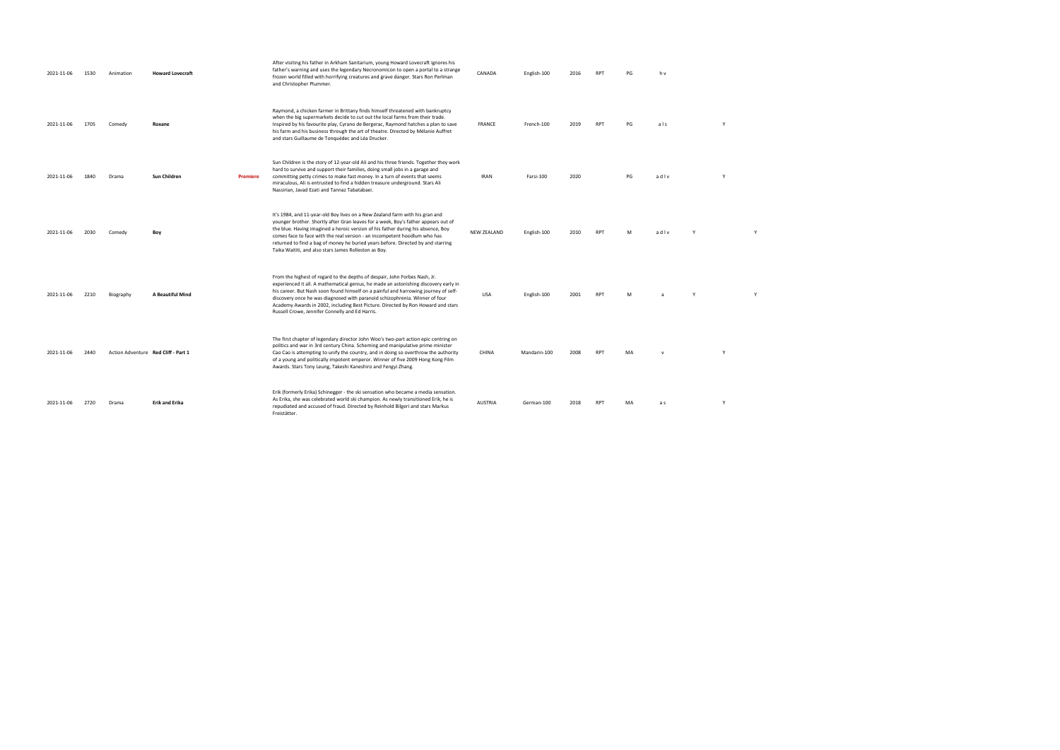| | | | | | | | | | | | | | | |
|---|---|---|---|---|---|---|---|---|---|---|---|---|---|---|
| 2021-11-06 | 1530 | Animation | **Howard Lovecraft** | | After visiting his father in Arkham Sanitarium, young Howard Lovecraft ignores his father's warning and uses the legendary Necronomicon to open a portal to a strange frozen world filled with horrifying creatures and grave danger. Stars Ron Perlman and Christopher Plummer. | CANADA | English-100 | 2016 | RPT | PG | h v | | | |
| 2021-11-06 | 1705 | Comedy | **Roxane** | | Raymond, a chicken farmer in Brittany finds himself threatened with bankruptcy when the big supermarkets decide to cut out the local farms from their trade. Inspired by his favourite play, Cyrano de Bergerac, Raymond hatches a plan to save his farm and his business through the art of theatre. Directed by Mélanie Auffret and stars Guillaume de Tonquédec and Léa Drucker. | FRANCE | French-100 | 2019 | RPT | PG | a l s | | Y | |
| 2021-11-06 | 1840 | Drama | **Sun Children** | **Premiere** | Sun Children is the story of 12-year-old Ali and his three friends. Together they work hard to survive and support their families, doing small jobs in a garage and committing petty crimes to make fast money. In a turn of events that seems miraculous, Ali is entrusted to find a hidden treasure underground. Stars Ali Nassirian, Javad Ezati and Tannaz Tabatabaei. | IRAN | Farsi-100 | 2020 | | PG | a d l v | | Y | |
| 2021-11-06 | 2030 | Comedy | **Boy** | | It's 1984, and 11-year-old Boy lives on a New Zealand farm with his gran and younger brother. Shortly after Gran leaves for a week, Boy's father appears out of the blue. Having imagined a heroic version of his father during his absence, Boy comes face to face with the real version - an incompetent hoodlum who has returned to find a bag of money he buried years before. Directed by and starring Taika Waititi, and also stars James Rolleston as Boy. | NEW ZEALAND | English-100 | 2010 | RPT | M | a d l v | Y | | Y |
| 2021-11-06 | 2210 | Biography | **A Beautiful Mind** | | From the highest of regard to the depths of despair, John Forbes Nash, Jr. experienced it all. A mathematical genius, he made an astonishing discovery early in his career. But Nash soon found himself on a painful and harrowing journey of self-discovery once he was diagnosed with paranoid schizophrenia. Winner of four Academy Awards in 2002, including Best Picture. Directed by Ron Howard and stars Russell Crowe, Jennifer Connelly and Ed Harris. | USA | English-100 | 2001 | RPT | M | a | Y | | Y |
| 2021-11-06 | 2440 | Action Adventure | **Red Cliff - Part 1** | | The first chapter of legendary director John Woo's two-part action epic centring on politics and war in 3rd century China. Scheming and manipulative prime minister Cao Cao is attempting to unify the country, and in doing so overthrow the authority of a young and politically impotent emperor. Winner of five 2009 Hong Kong Film Awards. Stars Tony Leung, Takeshi Kaneshiro and Fengyi Zhang. | CHINA | Mandarin-100 | 2008 | RPT | MA | v | | Y | |
| 2021-11-06 | 2720 | Drama | **Erik and Erika** | | Erik (formerly Erika) Schinegger - the ski sensation who became a media sensation. As Erika, she was celebrated world ski champion. As newly transitioned Erik, he is repudiated and accused of fraud. Directed by Reinhold Bilgeri and stars Markus Freistätter. | AUSTRIA | German-100 | 2018 | RPT | MA | a s | | Y | |